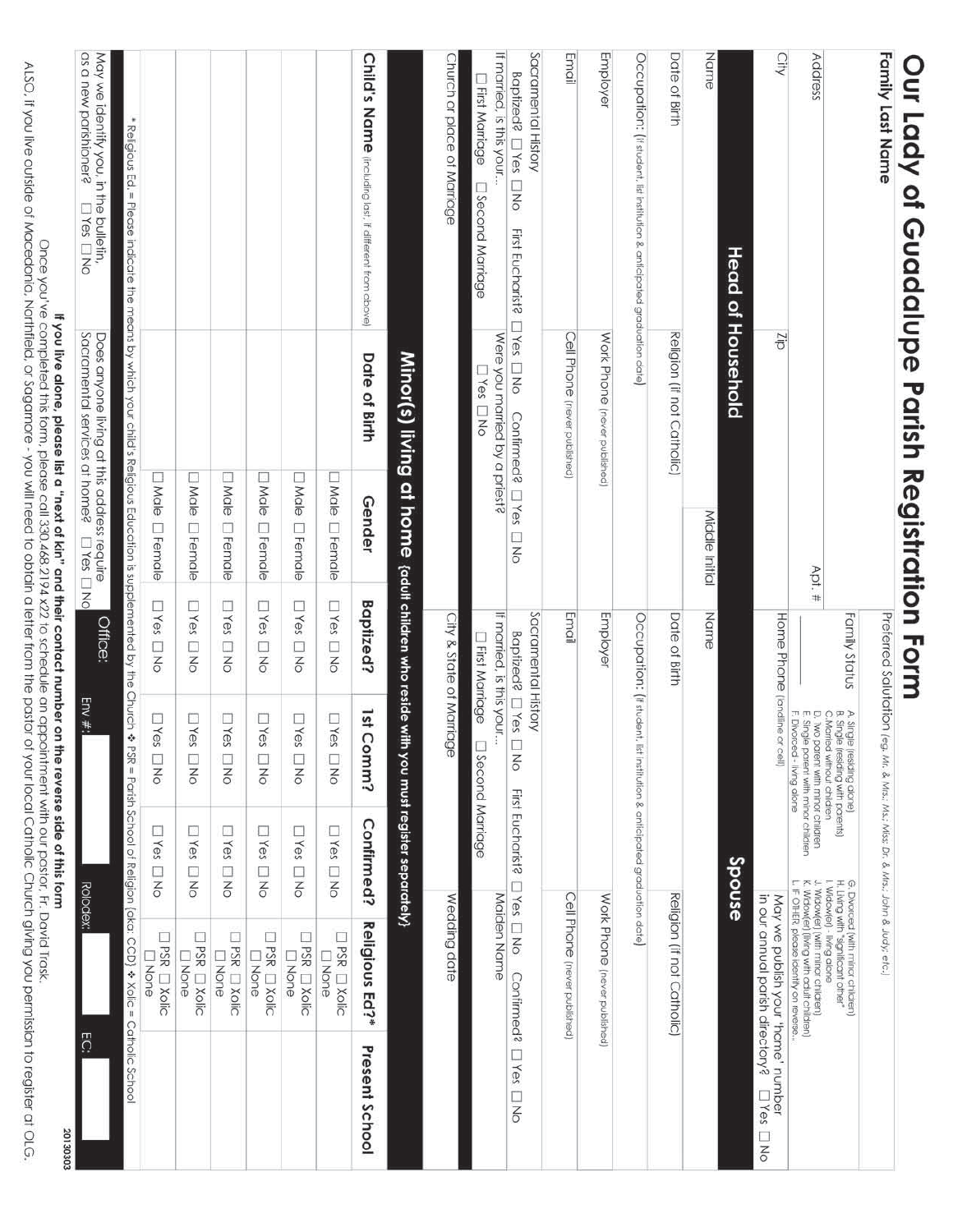# Our Lady of Guadalupe Parish Registration Form

| Family Last Name | Preferred Salutation (eg. Mr. & Mrs.; Ms.; Miss; Dr. & Mrs.; John & Judy; etc.) |
|---|---|
| Address | Apt. # | Family Status: A. Single (residing alone) B. Single (residing with parents) C. Married without children D. Two parent with minor children E. Single parent with minor children F. Divorced - living alone G. Divorced (with minor children) H. Living with "significant other" I. Widow(er) - living alone J. Widow(er) (with minor children) K. Widow(er) (living with adult children) L. IF OTHER, please identify on reverse... |
| City | Zip | Home Phone (landline or cell) | May we publish your 'home' number in our annual parish directory? ☐ Yes ☐ No |

## Head of Household

Name | Middle Initial

Date of Birth | Religion (if not Catholic)

Occupation: (if student, list institution & anticipated graduation date)

Employer | Work Phone (never published)

Email | Cell Phone (never published)

Sacramental History
Baptized? ☐ Yes ☐ No First Eucharist? ☐ Yes ☐ No Confirmed? ☐ Yes ☐ No

If married, is this your... ☐ First Marriage ☐ Second Marriage
Were you married by a priest? ☐ Yes ☐ No

Church or place of Marriage

## Spouse

Name

Date of Birth | Religion (if not Catholic)

Occupation: (if student, list institution & anticipated graduation date)

Employer | Work Phone (never published)

Email | Cell Phone (never published)

Sacramental History
Baptized? ☐ Yes ☐ No First Eucharist? ☐ Yes ☐ No Confirmed? ☐ Yes ☐ No

If married, is this your... ☐ First Marriage ☐ Second Marriage
Maiden Name

City & State of Marriage | Wedding date

## Minor(s) living at home (adult children who reside with you must register separately)

| Child's Name (including last, if different from above) | Date of Birth | Gender | Baptized? | 1st Comm? | Confirmed? | Religious Ed?* | Present School |
|---|---|---|---|---|---|---|---|
| | | ☐ Male ☐ Female | ☐ Yes ☐ No | ☐ Yes ☐ No | ☐ Yes ☐ No | ☐ PSR ☐ Xolic ☐ None | |
| | | ☐ Male ☐ Female | ☐ Yes ☐ No | ☐ Yes ☐ No | ☐ Yes ☐ No | ☐ PSR ☐ Xolic ☐ None | |
| | | ☐ Male ☐ Female | ☐ Yes ☐ No | ☐ Yes ☐ No | ☐ Yes ☐ No | ☐ PSR ☐ Xolic ☐ None | |
| | | ☐ Male ☐ Female | ☐ Yes ☐ No | ☐ Yes ☐ No | ☐ Yes ☐ No | ☐ PSR ☐ Xolic ☐ None | |
| | | ☐ Male ☐ Female | ☐ Yes ☐ No | ☐ Yes ☐ No | ☐ Yes ☐ No | ☐ PSR ☐ Xolic ☐ None | |
| | | ☐ Male ☐ Female | ☐ Yes ☐ No | ☐ Yes ☐ No | ☐ Yes ☐ No | ☐ PSR ☐ Xolic ☐ None | |

\* Religious Ed. = Please indicate the means by which your child's Religious Education is supplemented by the Church ❖ PSR = Parish School of Religion (aka: CCD) ❖ Xolic = Catholic School

May we identify you, in the bulletin, as a new parishioner? ☐ Yes ☐ No

Does anyone living at this address require Sacramental services at home? ☐ Yes ☐ No

Office: Env #: | Rolodex: | EC:

2013003

**If you live alone, please list a "next of kin" and their contact number on the reverse side of this form**

Once you've completed this form, please call 330.468.2194 x22 to schedule an appointment with our pastor, Fr. David Trask.

ALSO, if you live outside of Macedonia, Northfield, or Sagamore - you will need to obtain a letter from the pastor of your local Catholic Church giving you permission to register at OLG.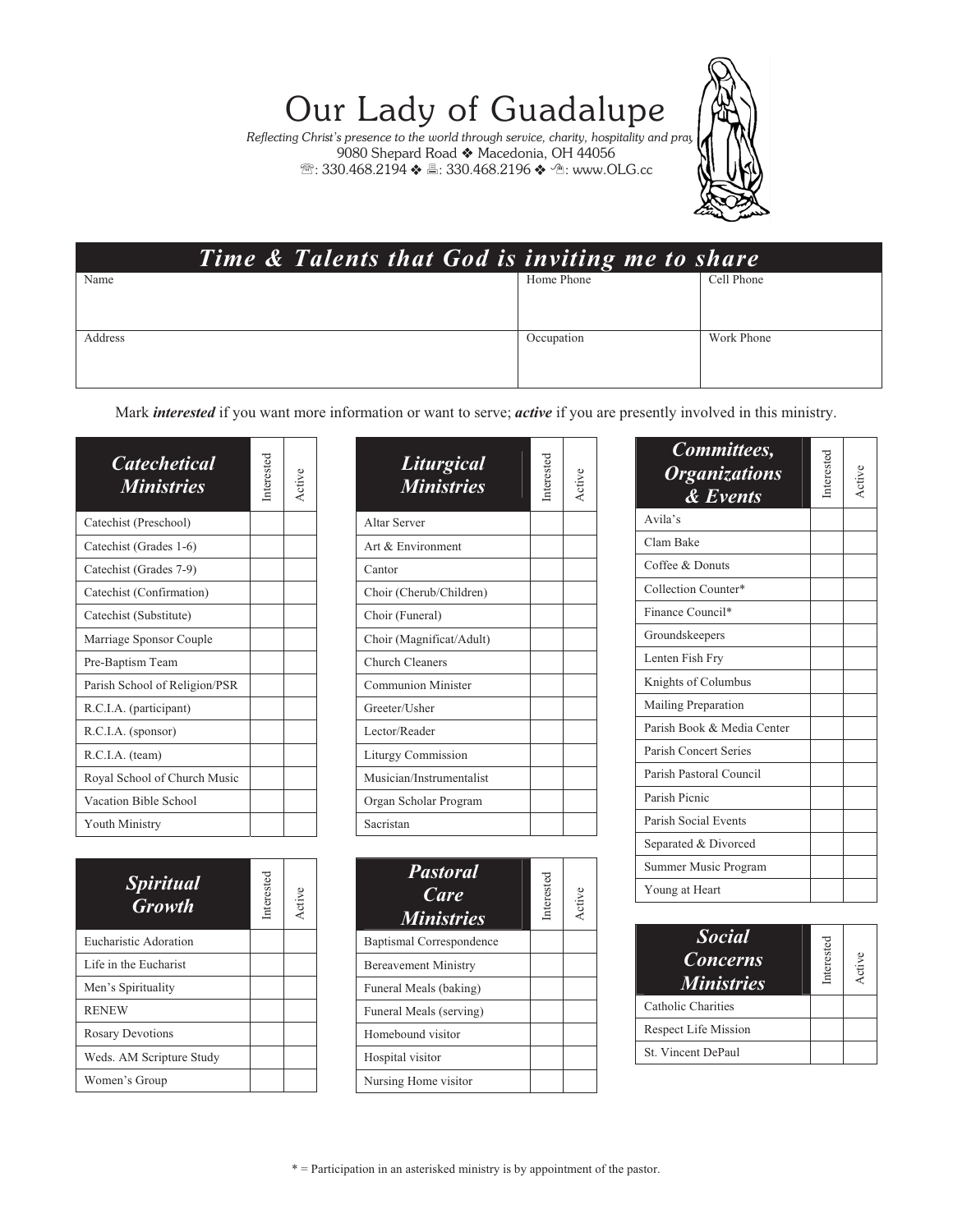# Our Lady of Guadalupe

*Reflecting Christ's presence to the world through service, charity, hospitality and pray*

9080 Shepard Road ❖ Macedonia, OH 44056

☏: 330.468.2194 ❖ 🖷: 330.468.2196 ❖ www.OLG.cc

## *Time & Talents that God is inviting me to share*

| Name | Home Phone | Cell Phone |
|---|---|---|
| | | |
| **Address** | **Occupation** | **Work Phone** |
| | | |

Mark ***interested*** if you want more information or want to serve; ***active*** if you are presently involved in this ministry.

| *Catechetical Ministries* | Interested | Active |
|---|---|---|
| Catechist (Preschool) | | |
| Catechist (Grades 1-6) | | |
| Catechist (Grades 7-9) | | |
| Catechist (Confirmation) | | |
| Catechist (Substitute) | | |
| Marriage Sponsor Couple | | |
| Pre-Baptism Team | | |
| Parish School of Religion/PSR | | |
| R.C.I.A. (participant) | | |
| R.C.I.A. (sponsor) | | |
| R.C.I.A. (team) | | |
| Royal School of Church Music | | |
| Vacation Bible School | | |
| Youth Ministry | | |

| *Spiritual Growth* | Interested | Active |
|---|---|---|
| Eucharistic Adoration | | |
| Life in the Eucharist | | |
| Men's Spirituality | | |
| RENEW | | |
| Rosary Devotions | | |
| Weds. AM Scripture Study | | |
| Women's Group | | |

| *Liturgical Ministries* | Interested | Active |
|---|---|---|
| Altar Server | | |
| Art & Environment | | |
| Cantor | | |
| Choir (Cherub/Children) | | |
| Choir (Funeral) | | |
| Choir (Magnificat/Adult) | | |
| Church Cleaners | | |
| Communion Minister | | |
| Greeter/Usher | | |
| Lector/Reader | | |
| Liturgy Commission | | |
| Musician/Instrumentalist | | |
| Organ Scholar Program | | |
| Sacristan | | |

| *Pastoral Care Ministries* | Interested | Active |
|---|---|---|
| Baptismal Correspondence | | |
| Bereavement Ministry | | |
| Funeral Meals (baking) | | |
| Funeral Meals (serving) | | |
| Homebound visitor | | |
| Hospital visitor | | |
| Nursing Home visitor | | |

| *Committees, Organizations & Events* | Interested | Active |
|---|---|---|
| Avila's | | |
| Clam Bake | | |
| Coffee & Donuts | | |
| Collection Counter* | | |
| Finance Council* | | |
| Groundskeepers | | |
| Lenten Fish Fry | | |
| Knights of Columbus | | |
| Mailing Preparation | | |
| Parish Book & Media Center | | |
| Parish Concert Series | | |
| Parish Pastoral Council | | |
| Parish Picnic | | |
| Parish Social Events | | |
| Separated & Divorced | | |
| Summer Music Program | | |
| Young at Heart | | |

| *Social Concerns Ministries* | Interested | Active |
|---|---|---|
| Catholic Charities | | |
| Respect Life Mission | | |
| St. Vincent DePaul | | |

* = Participation in an asterisked ministry is by appointment of the pastor.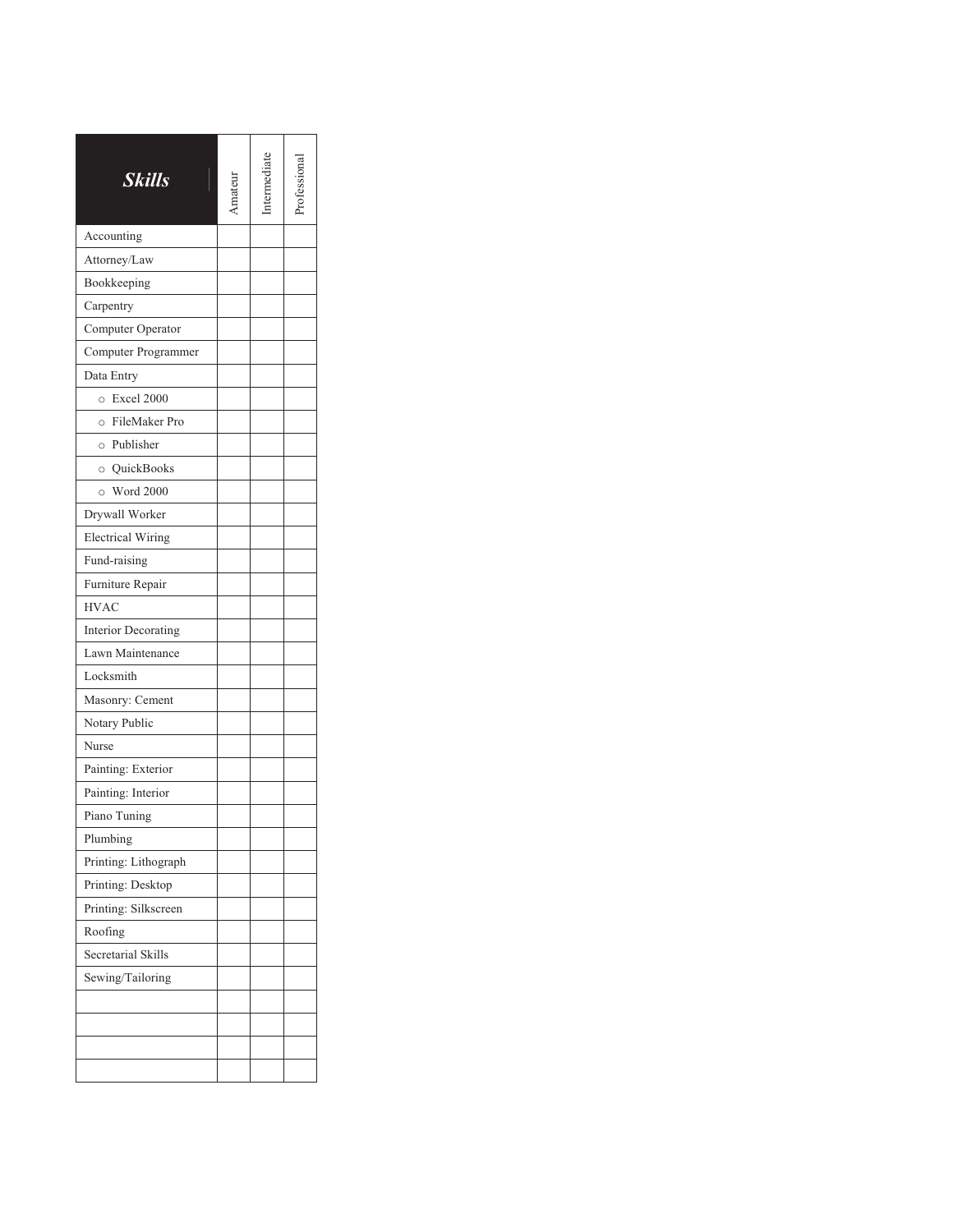| ***Skills*** | Amateur | Intermediate | Professional |
|---|---|---|---|
| Accounting | | | |
| Attorney/Law | | | |
| Bookkeeping | | | |
| Carpentry | | | |
| Computer Operator | | | |
| Computer Programmer | | | |
| Data Entry | | | |
| ○ Excel 2000 | | | |
| ○ FileMaker Pro | | | |
| ○ Publisher | | | |
| ○ QuickBooks | | | |
| ○ Word 2000 | | | |
| Drywall Worker | | | |
| Electrical Wiring | | | |
| Fund-raising | | | |
| Furniture Repair | | | |
| HVAC | | | |
| Interior Decorating | | | |
| Lawn Maintenance | | | |
| Locksmith | | | |
| Masonry: Cement | | | |
| Notary Public | | | |
| Nurse | | | |
| Painting: Exterior | | | |
| Painting: Interior | | | |
| Piano Tuning | | | |
| Plumbing | | | |
| Printing: Lithograph | | | |
| Printing: Desktop | | | |
| Printing: Silkscreen | | | |
| Roofing | | | |
| Secretarial Skills | | | |
| Sewing/Tailoring | | | |
| | | | |
| | | | |
| | | | |
| | | | |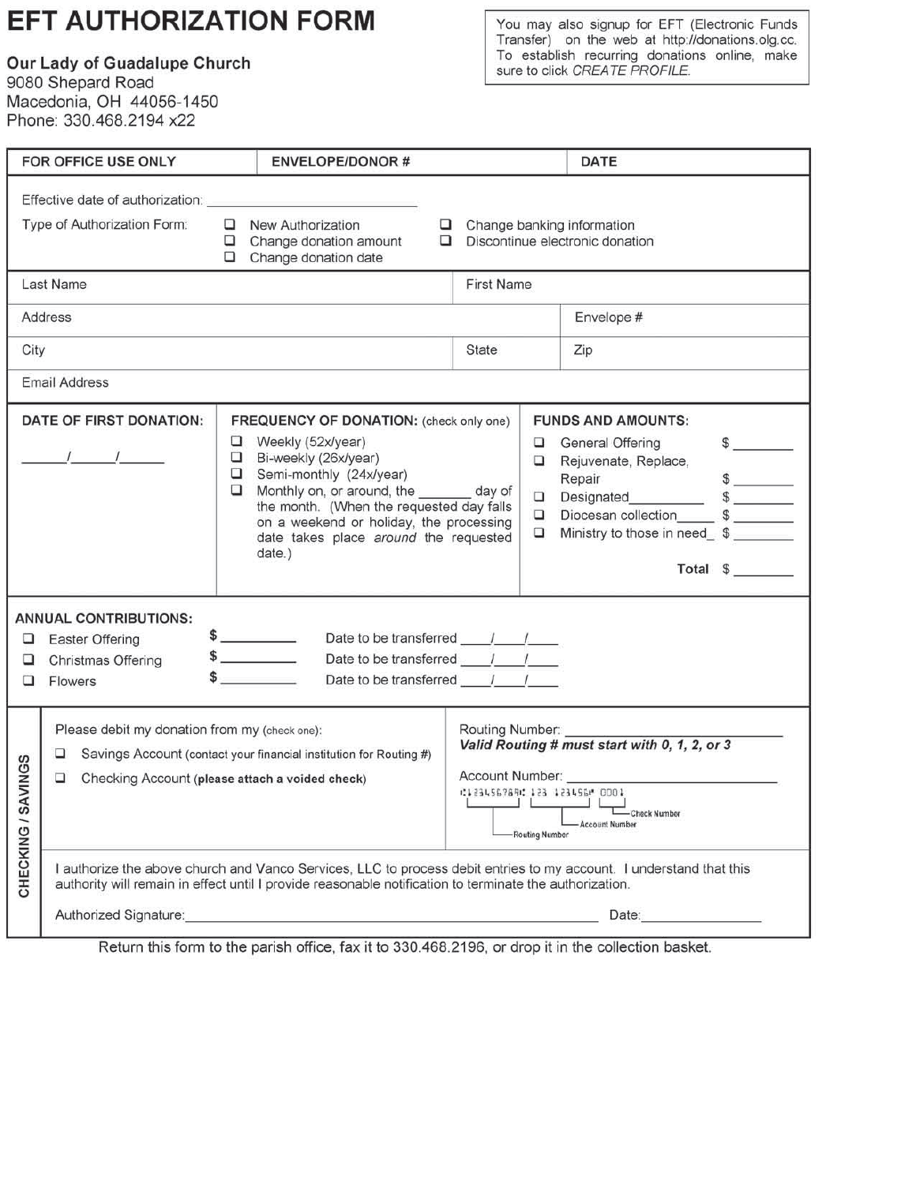# EFT AUTHORIZATION FORM

**Our Lady of Guadalupe Church**
9080 Shepard Road
Macedonia, OH 44056-1450
Phone: 330.468.2194 x22

You may also signup for EFT (Electronic Funds Transfer) on the web at http://donations.olg.cc. To establish recurring donations online, make sure to click *CREATE PROFILE.*

| FOR OFFICE USE ONLY | ENVELOPE/DONOR # | DATE |
|---|---|---|

Effective date of authorization: ____________________

Type of Authorization Form:

- ❑ New Authorization
- ❑ Change donation amount
- ❑ Change donation date
- ❑ Change banking information
- ❑ Discontinue electronic donation

| Last Name | | First Name |
|---|---|---|
| Address | | Envelope # |
| City | State | Zip |
| Email Address | | |

**DATE OF FIRST DONATION:**

\_\_\_\_\_/\_\_\_\_\_/\_\_\_\_\_

**FREQUENCY OF DONATION:** (check only one)

- ❑ Weekly (52x/year)
- ❑ Bi-weekly (26x/year)
- ❑ Semi-monthly (24x/year)
- ❑ Monthly on, or around, the _______ day of the month. (When the requested day falls on a weekend or holiday, the processing date takes place *around* the requested date.)

**FUNDS AND AMOUNTS:**

- ❑ General Offering $ _______
- ❑ Rejuvenate, Replace, Repair $ _______
- ❑ Designated_________ $ _______
- ❑ Diocesan collection_____ $ _______
- ❑ Ministry to those in need_ $ _______

**Total** $ _______

**ANNUAL CONTRIBUTIONS:**

- ❑ Easter Offering $ _________ Date to be transferred \_\_\_\_/\_\_\_\_/\_\_\_\_
- ❑ Christmas Offering $ _________ Date to be transferred \_\_\_\_/\_\_\_\_/\_\_\_\_
- ❑ Flowers $ _________ Date to be transferred \_\_\_\_/\_\_\_\_/\_\_\_\_

**CHECKING / SAVINGS**

Please debit my donation from my (check one):

- ❑ Savings Account (contact your financial institution for Routing #)
- ❑ Checking Account (**please attach a voided check**)

Routing Number: ____________________
***Valid Routing # must start with 0, 1, 2, or 3***

Account Number: ____________________

⑆123456789⑆ 123 123456⑈ 0001 — Routing Number / Account Number / Check Number

I authorize the above church and Vanco Services, LLC to process debit entries to my account. I understand that this authority will remain in effect until I provide reasonable notification to terminate the authorization.

Authorized Signature:______________________________ Date:______________

Return this form to the parish office, fax it to 330.468.2196, or drop it in the collection basket.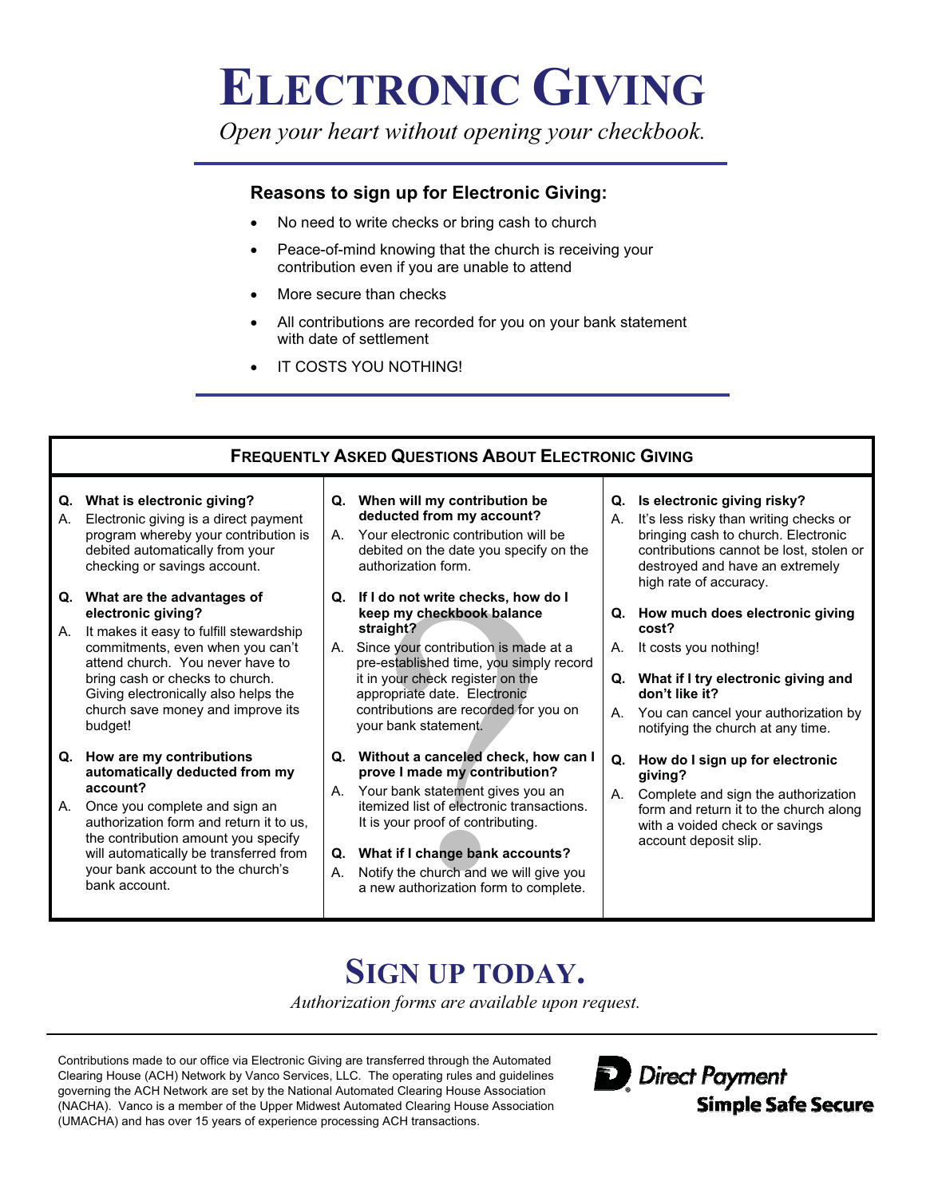# Electronic Giving

*Open your heart without opening your checkbook.*

## Reasons to sign up for Electronic Giving:

- No need to write checks or bring cash to church
- Peace-of-mind knowing that the church is receiving your contribution even if you are unable to attend
- More secure than checks
- All contributions are recorded for you on your bank statement with date of settlement
- IT COSTS YOU NOTHING!

## Frequently Asked Questions About Electronic Giving

**Q. What is electronic giving?**

A. Electronic giving is a direct payment program whereby your contribution is debited automatically from your checking or savings account.

**Q. What are the advantages of electronic giving?**

A. It makes it easy to fulfill stewardship commitments, even when you can't attend church. You never have to bring cash or checks to church. Giving electronically also helps the church save money and improve its budget!

**Q. How are my contributions automatically deducted from my account?**

A. Once you complete and sign an authorization form and return it to us, the contribution amount you specify will automatically be transferred from your bank account to the church's bank account.

**Q. When will my contribution be deducted from my account?**

A. Your electronic contribution will be debited on the date you specify on the authorization form.

**Q. If I do not write checks, how do I keep my checkbook balance straight?**

A. Since your contribution is made at a pre-established time, you simply record it in your check register on the appropriate date. Electronic contributions are recorded for you on your bank statement.

**Q. Without a canceled check, how can I prove I made my contribution?**

A. Your bank statement gives you an itemized list of electronic transactions. It is your proof of contributing.

**Q. What if I change bank accounts?**

A. Notify the church and we will give you a new authorization form to complete.

**Q. Is electronic giving risky?**

A. It's less risky than writing checks or bringing cash to church. Electronic contributions cannot be lost, stolen or destroyed and have an extremely high rate of accuracy.

**Q. How much does electronic giving cost?**

A. It costs you nothing!

**Q. What if I try electronic giving and don't like it?**

A. You can cancel your authorization by notifying the church at any time.

**Q. How do I sign up for electronic giving?**

A. Complete and sign the authorization form and return it to the church along with a voided check or savings account deposit slip.

## Sign up today.

*Authorization forms are available upon request.*

Contributions made to our office via Electronic Giving are transferred through the Automated Clearing House (ACH) Network by Vanco Services, LLC. The operating rules and guidelines governing the ACH Network are set by the National Automated Clearing House Association (NACHA). Vanco is a member of the Upper Midwest Automated Clearing House Association (UMACHA) and has over 15 years of experience processing ACH transactions.

Direct Payment
**Simple Safe Secure**